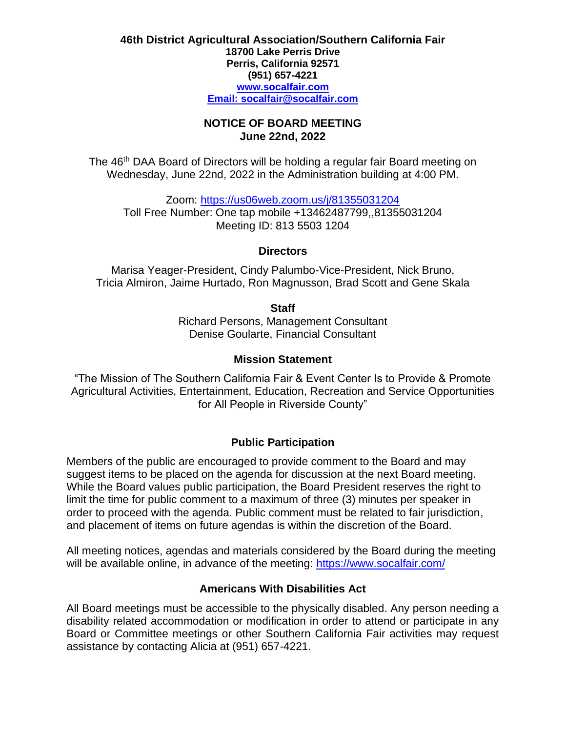**46th District Agricultural Association/Southern California Fair**
**18700 Lake Perris Drive**
**Perris, California 92571**
**(951) 657-4221**
**www.socalfair.com**
**Email: socalfair@socalfair.com**

## NOTICE OF BOARD MEETING
## June 22nd, 2022

The 46th DAA Board of Directors will be holding a regular fair Board meeting on Wednesday, June 22nd, 2022 in the Administration building at 4:00 PM.

Zoom: https://us06web.zoom.us/j/81355031204
Toll Free Number: One tap mobile +13462487799,,81355031204
Meeting ID: 813 5503 1204

### Directors

Marisa Yeager-President, Cindy Palumbo-Vice-President, Nick Bruno, Tricia Almiron, Jaime Hurtado, Ron Magnusson, Brad Scott and Gene Skala

### Staff

Richard Persons, Management Consultant
Denise Goularte, Financial Consultant

### Mission Statement

"The Mission of The Southern California Fair & Event Center Is to Provide & Promote Agricultural Activities, Entertainment, Education, Recreation and Service Opportunities for All People in Riverside County"

### Public Participation

Members of the public are encouraged to provide comment to the Board and may suggest items to be placed on the agenda for discussion at the next Board meeting. While the Board values public participation, the Board President reserves the right to limit the time for public comment to a maximum of three (3) minutes per speaker in order to proceed with the agenda. Public comment must be related to fair jurisdiction, and placement of items on future agendas is within the discretion of the Board.

All meeting notices, agendas and materials considered by the Board during the meeting will be available online, in advance of the meeting: https://www.socalfair.com/

### Americans With Disabilities Act

All Board meetings must be accessible to the physically disabled. Any person needing a disability related accommodation or modification in order to attend or participate in any Board or Committee meetings or other Southern California Fair activities may request assistance by contacting Alicia at (951) 657-4221.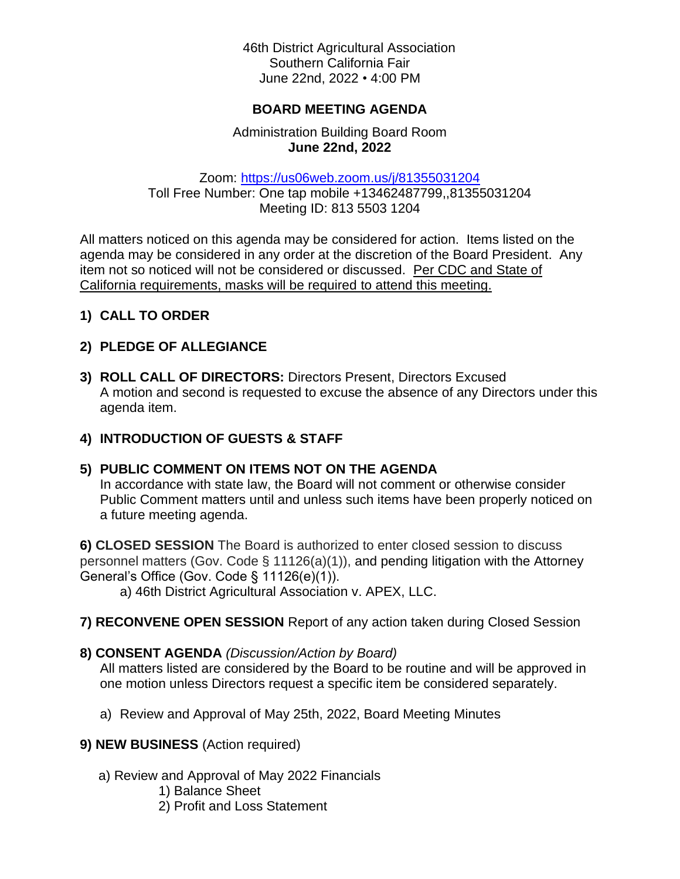46th District Agricultural Association
Southern California Fair
June 22nd, 2022 • 4:00 PM

## BOARD MEETING AGENDA

Administration Building Board Room
**June 22nd, 2022**

Zoom: [https://us06web.zoom.us/j/81355031204](https://us06web.zoom.us/j/81355031204)
Toll Free Number: One tap mobile +13462487799,,81355031204
Meeting ID: 813 5503 1204

All matters noticed on this agenda may be considered for action. Items listed on the agenda may be considered in any order at the discretion of the Board President. Any item not so noticed will not be considered or discussed. <u>Per CDC and State of California requirements, masks will be required to attend this meeting.</u>

**1) CALL TO ORDER**

**2) PLEDGE OF ALLEGIANCE**

**3) ROLL CALL OF DIRECTORS:** Directors Present, Directors Excused
A motion and second is requested to excuse the absence of any Directors under this agenda item.

**4) INTRODUCTION OF GUESTS & STAFF**

**5) PUBLIC COMMENT ON ITEMS NOT ON THE AGENDA**
In accordance with state law, the Board will not comment or otherwise consider Public Comment matters until and unless such items have been properly noticed on a future meeting agenda.

**6) CLOSED SESSION** The Board is authorized to enter closed session to discuss personnel matters (Gov. Code § 11126(a)(1)), and pending litigation with the Attorney General's Office (Gov. Code § 11126(e)(1)).

a) 46th District Agricultural Association v. APEX, LLC.

**7) RECONVENE OPEN SESSION** Report of any action taken during Closed Session

**8) CONSENT AGENDA** *(Discussion/Action by Board)*
All matters listed are considered by the Board to be routine and will be approved in one motion unless Directors request a specific item be considered separately.

a) Review and Approval of May 25th, 2022, Board Meeting Minutes

**9) NEW BUSINESS** (Action required)

a) Review and Approval of May 2022 Financials
   1) Balance Sheet
   2) Profit and Loss Statement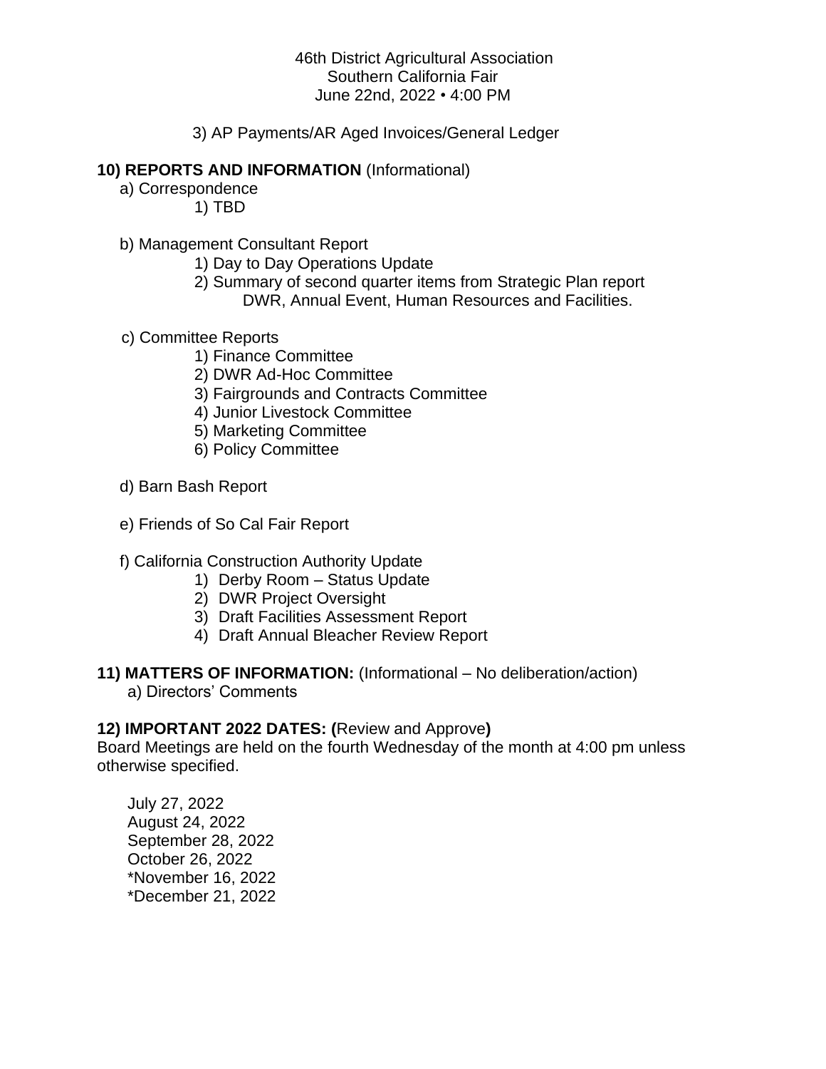3) AP Payments/AR Aged Invoices/General Ledger

**10) REPORTS AND INFORMATION** (Informational)

a) Correspondence

1) TBD

b) Management Consultant Report

1) Day to Day Operations Update
2) Summary of second quarter items from Strategic Plan report DWR, Annual Event, Human Resources and Facilities.

c) Committee Reports

1) Finance Committee
2) DWR Ad-Hoc Committee
3) Fairgrounds and Contracts Committee
4) Junior Livestock Committee
5) Marketing Committee
6) Policy Committee

d) Barn Bash Report

e) Friends of So Cal Fair Report

f) California Construction Authority Update

1) Derby Room – Status Update
2) DWR Project Oversight
3) Draft Facilities Assessment Report
4) Draft Annual Bleacher Review Report

**11) MATTERS OF INFORMATION:** (Informational – No deliberation/action)

a) Directors' Comments

**12) IMPORTANT 2022 DATES: (**Review and Approve**)**

Board Meetings are held on the fourth Wednesday of the month at 4:00 pm unless otherwise specified.

July 27, 2022
August 24, 2022
September 28, 2022
October 26, 2022
*November 16, 2022
*December 21, 2022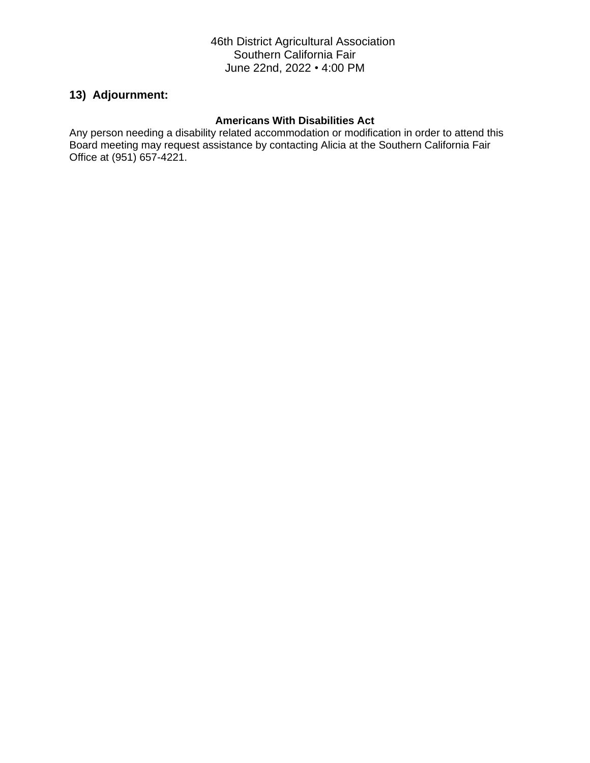**13) Adjournment:**

**Americans With Disabilities Act**

Any person needing a disability related accommodation or modification in order to attend this Board meeting may request assistance by contacting Alicia at the Southern California Fair Office at (951) 657-4221.